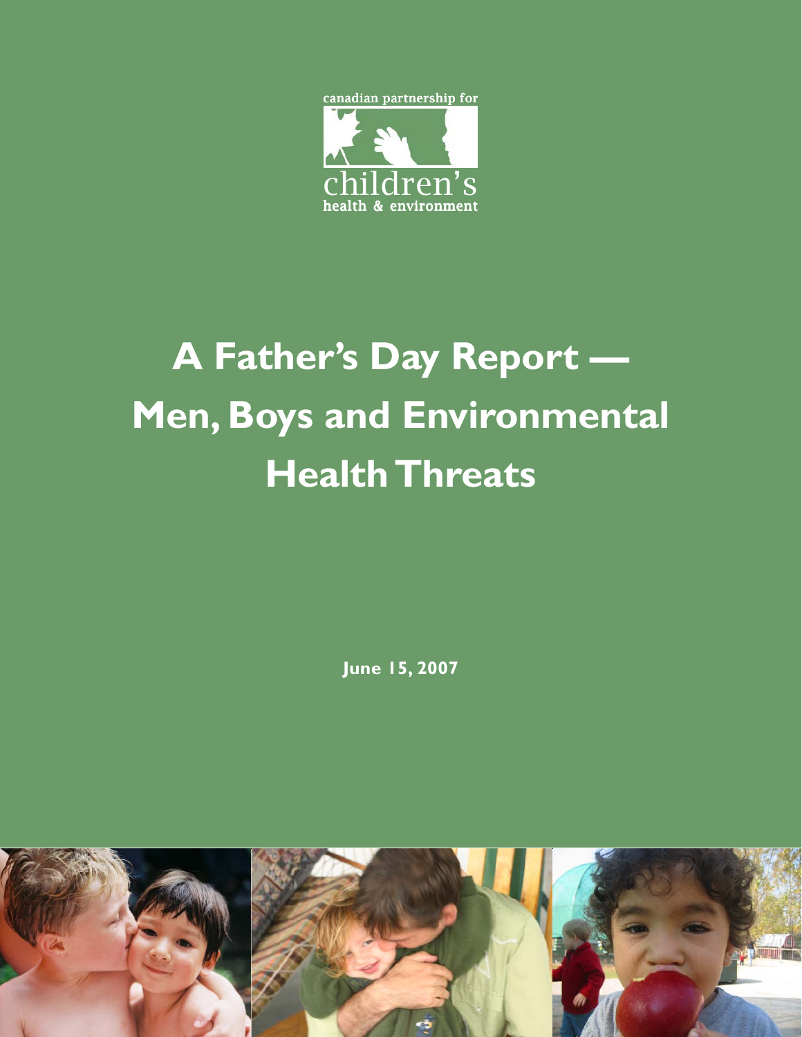canadian partnership for

children's
health & environment

# A Father's Day Report — Men, Boys and Environmental Health Threats

**June 15, 2007**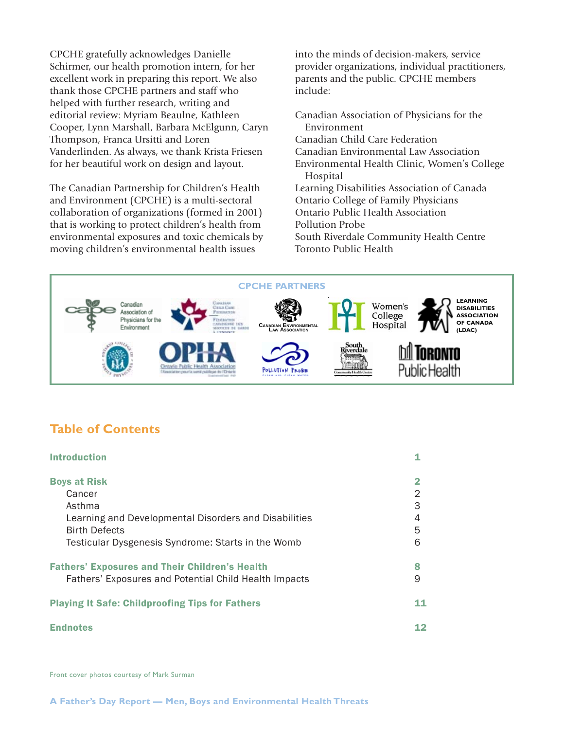CPCHE gratefully acknowledges Danielle Schirmer, our health promotion intern, for her excellent work in preparing this report. We also thank those CPCHE partners and staff who helped with further research, writing and editorial review: Myriam Beaulne, Kathleen Cooper, Lynn Marshall, Barbara McElgunn, Caryn Thompson, Franca Ursitti and Loren Vanderlinden. As always, we thank Krista Friesen for her beautiful work on design and layout.

The Canadian Partnership for Children's Health and Environment (CPCHE) is a multi-sectoral collaboration of organizations (formed in 2001) that is working to protect children's health from environmental exposures and toxic chemicals by moving children's environmental health issues into the minds of decision-makers, service provider organizations, individual practitioners, parents and the public. CPCHE members include:

- Canadian Association of Physicians for the Environment
- Canadian Child Care Federation
- Canadian Environmental Law Association
- Environmental Health Clinic, Women's College Hospital
- Learning Disabilities Association of Canada
- Ontario College of Family Physicians
- Ontario Public Health Association
- Pollution Probe
- South Riverdale Community Health Centre
- Toronto Public Health

**CPCHE PARTNERS**

## Table of Contents

| | |
|---|---|
| **Introduction** | **1** |
| **Boys at Risk** | **2** |
| Cancer | 2 |
| Asthma | 3 |
| Learning and Developmental Disorders and Disabilities | 4 |
| Birth Defects | 5 |
| Testicular Dysgenesis Syndrome: Starts in the Womb | 6 |
| **Fathers' Exposures and Their Children's Health** | **8** |
| Fathers' Exposures and Potential Child Health Impacts | 9 |
| **Playing It Safe: Childproofing Tips for Fathers** | **11** |
| **Endnotes** | **12** |

Front cover photos courtesy of Mark Surman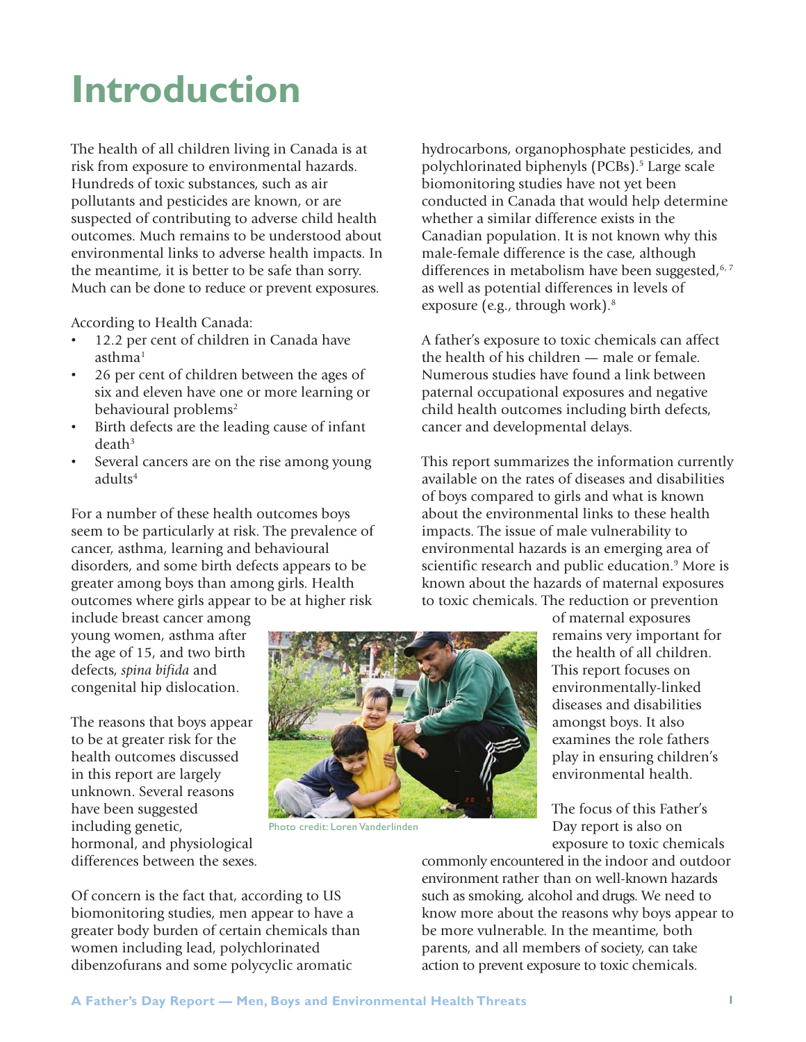# Introduction

The health of all children living in Canada is at risk from exposure to environmental hazards. Hundreds of toxic substances, such as air pollutants and pesticides are known, or are suspected of contributing to adverse child health outcomes. Much remains to be understood about environmental links to adverse health impacts. In the meantime, it is better to be safe than sorry. Much can be done to reduce or prevent exposures.

According to Health Canada:

- 12.2 per cent of children in Canada have asthma[1]
- 26 per cent of children between the ages of six and eleven have one or more learning or behavioural problems[2]
- Birth defects are the leading cause of infant death[3]
- Several cancers are on the rise among young adults[4]

For a number of these health outcomes boys seem to be particularly at risk. The prevalence of cancer, asthma, learning and behavioural disorders, and some birth defects appears to be greater among boys than among girls. Health outcomes where girls appear to be at higher risk include breast cancer among young women, asthma after the age of 15, and two birth defects, *spina bifida* and congenital hip dislocation.

Photo credit: Loren Vanderlinden

The reasons that boys appear to be at greater risk for the health outcomes discussed in this report are largely unknown. Several reasons have been suggested including genetic, hormonal, and physiological differences between the sexes.

Of concern is the fact that, according to US biomonitoring studies, men appear to have a greater body burden of certain chemicals than women including lead, polychlorinated dibenzofurans and some polycyclic aromatic hydrocarbons, organophosphate pesticides, and polychlorinated biphenyls (PCBs).[5] Large scale biomonitoring studies have not yet been conducted in Canada that would help determine whether a similar difference exists in the Canadian population. It is not known why this male-female difference is the case, although differences in metabolism have been suggested,[6, 7] as well as potential differences in levels of exposure (e.g., through work).[8]

A father's exposure to toxic chemicals can affect the health of his children — male or female. Numerous studies have found a link between paternal occupational exposures and negative child health outcomes including birth defects, cancer and developmental delays.

This report summarizes the information currently available on the rates of diseases and disabilities of boys compared to girls and what is known about the environmental links to these health impacts. The issue of male vulnerability to environmental hazards is an emerging area of scientific research and public education.[9] More is known about the hazards of maternal exposures to toxic chemicals. The reduction or prevention of maternal exposures remains very important for the health of all children. This report focuses on environmentally-linked diseases and disabilities amongst boys. It also examines the role fathers play in ensuring children's environmental health.

The focus of this Father's Day report is also on exposure to toxic chemicals commonly encountered in the indoor and outdoor environment rather than on well-known hazards such as smoking, alcohol and drugs. We need to know more about the reasons why boys appear to be more vulnerable. In the meantime, both parents, and all members of society, can take action to prevent exposure to toxic chemicals.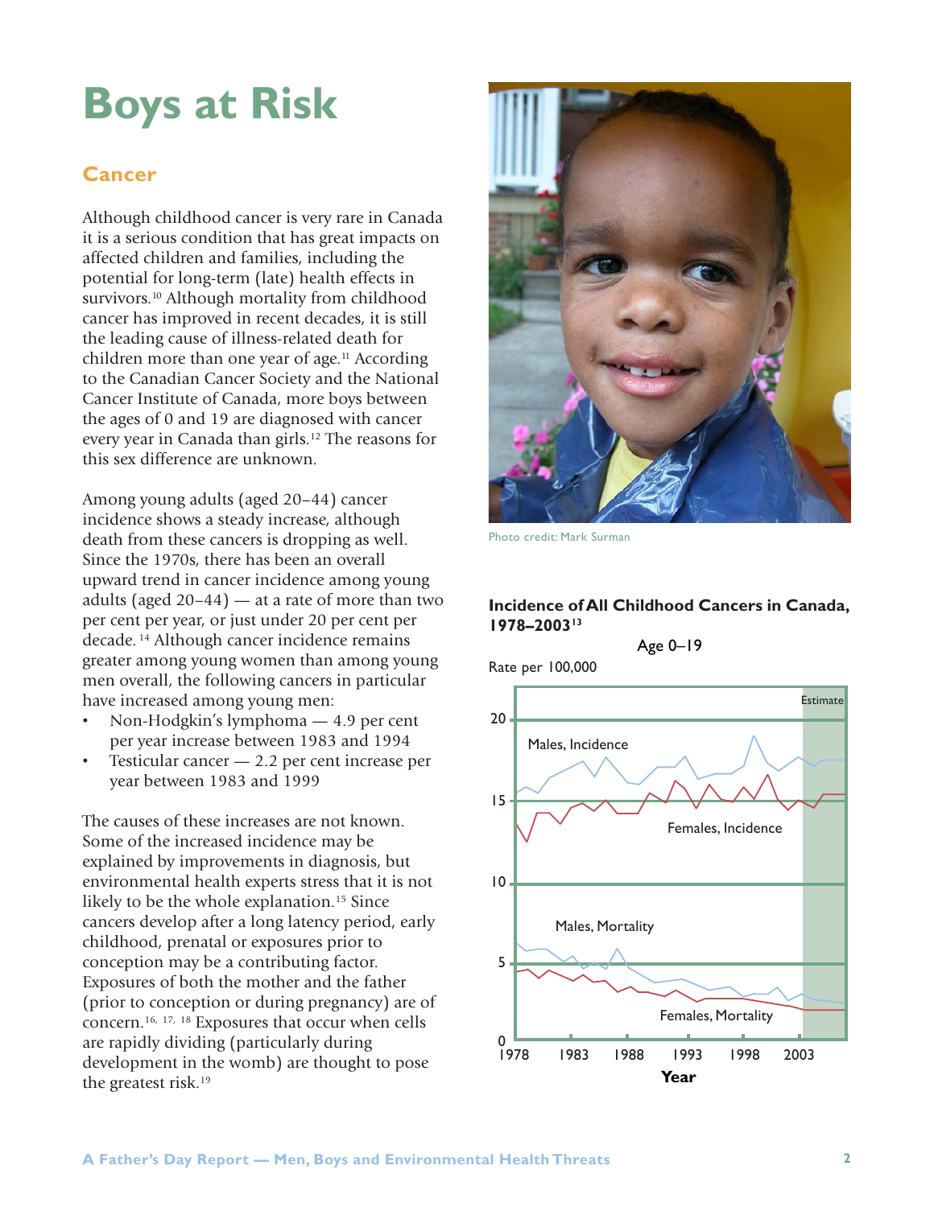# Boys at Risk

## Cancer

Although childhood cancer is very rare in Canada it is a serious condition that has great impacts on affected children and families, including the potential for long-term (late) health effects in survivors.[10] Although mortality from childhood cancer has improved in recent decades, it is still the leading cause of illness-related death for children more than one year of age.[11] According to the Canadian Cancer Society and the National Cancer Institute of Canada, more boys between the ages of 0 and 19 are diagnosed with cancer every year in Canada than girls.[12] The reasons for this sex difference are unknown.

Among young adults (aged 20–44) cancer incidence shows a steady increase, although death from these cancers is dropping as well. Since the 1970s, there has been an overall upward trend in cancer incidence among young adults (aged 20–44) — at a rate of more than two per cent per year, or just under 20 per cent per decade.[14] Although cancer incidence remains greater among young women than among young men overall, the following cancers in particular have increased among young men:

- Non-Hodgkin's lymphoma — 4.9 per cent per year increase between 1983 and 1994
- Testicular cancer — 2.2 per cent increase per year between 1983 and 1999

The causes of these increases are not known. Some of the increased incidence may be explained by improvements in diagnosis, but environmental health experts stress that it is not likely to be the whole explanation.[15] Since cancers develop after a long latency period, early childhood, prenatal or exposures prior to conception may be a contributing factor. Exposures of both the mother and the father (prior to conception or during pregnancy) are of concern.[16, 17, 18] Exposures that occur when cells are rapidly dividing (particularly during development in the womb) are thought to pose the greatest risk.[19]

Photo credit: Mark Surman

**Incidence of All Childhood Cancers in Canada, 1978–2003**[13]

Age 0–19

Rate per 100,000

Males, Incidence; Females, Incidence; Males, Mortality; Females, Mortality; Estimate

Year: 1978, 1983, 1988, 1993, 1998, 2003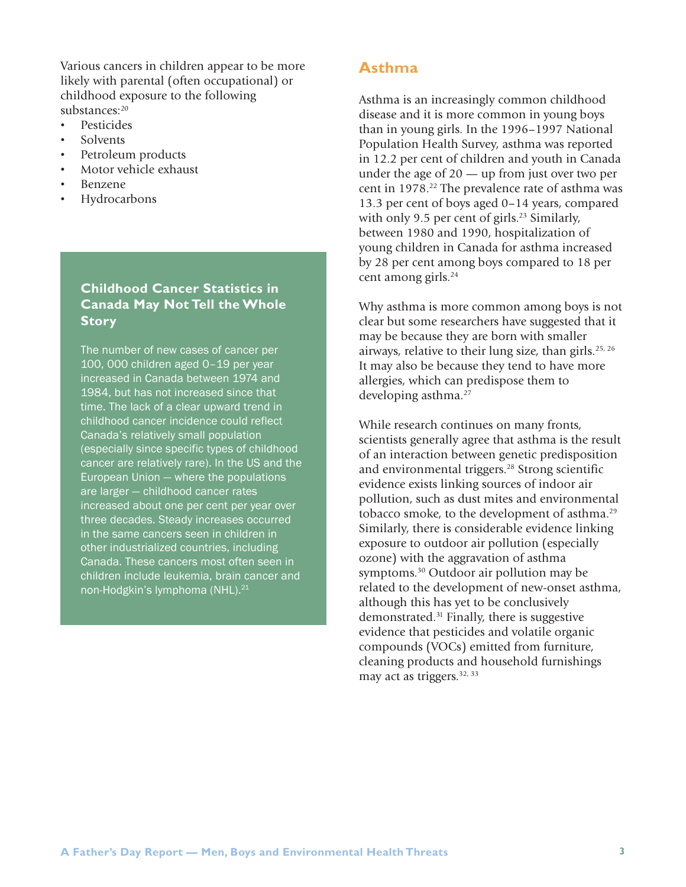Various cancers in children appear to be more likely with parental (often occupational) or childhood exposure to the following substances:[20]

- Pesticides
- Solvents
- Petroleum products
- Motor vehicle exhaust
- Benzene
- Hydrocarbons

### Childhood Cancer Statistics in Canada May Not Tell the Whole Story

The number of new cases of cancer per 100, 000 children aged 0–19 per year increased in Canada between 1974 and 1984, but has not increased since that time. The lack of a clear upward trend in childhood cancer incidence could reflect Canada's relatively small population (especially since specific types of childhood cancer are relatively rare). In the US and the European Union — where the populations are larger — childhood cancer rates increased about one per cent per year over three decades. Steady increases occurred in the same cancers seen in children in other industrialized countries, including Canada. These cancers most often seen in children include leukemia, brain cancer and non-Hodgkin's lymphoma (NHL).[21]

## Asthma

Asthma is an increasingly common childhood disease and it is more common in young boys than in young girls. In the 1996–1997 National Population Health Survey, asthma was reported in 12.2 per cent of children and youth in Canada under the age of 20 — up from just over two per cent in 1978.[22] The prevalence rate of asthma was 13.3 per cent of boys aged 0–14 years, compared with only 9.5 per cent of girls.[23] Similarly, between 1980 and 1990, hospitalization of young children in Canada for asthma increased by 28 per cent among boys compared to 18 per cent among girls.[24]

Why asthma is more common among boys is not clear but some researchers have suggested that it may be because they are born with smaller airways, relative to their lung size, than girls.[25, 26] It may also be because they tend to have more allergies, which can predispose them to developing asthma.[27]

While research continues on many fronts, scientists generally agree that asthma is the result of an interaction between genetic predisposition and environmental triggers.[28] Strong scientific evidence exists linking sources of indoor air pollution, such as dust mites and environmental tobacco smoke, to the development of asthma.[29] Similarly, there is considerable evidence linking exposure to outdoor air pollution (especially ozone) with the aggravation of asthma symptoms.[30] Outdoor air pollution may be related to the development of new-onset asthma, although this has yet to be conclusively demonstrated.[31] Finally, there is suggestive evidence that pesticides and volatile organic compounds (VOCs) emitted from furniture, cleaning products and household furnishings may act as triggers.[32, 33]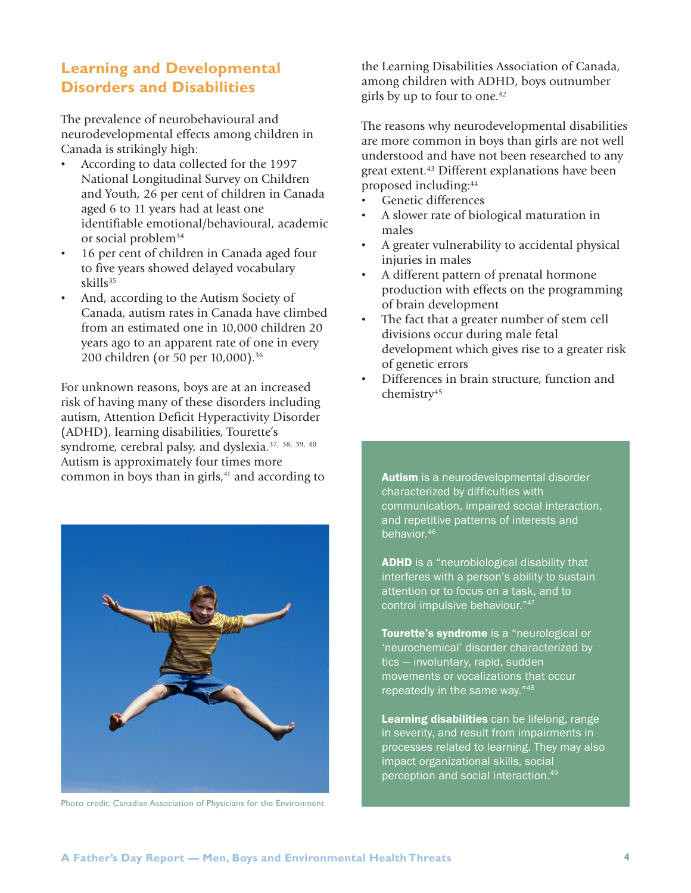## Learning and Developmental Disorders and Disabilities

The prevalence of neurobehavioural and neurodevelopmental effects among children in Canada is strikingly high:

- According to data collected for the 1997 National Longitudinal Survey on Children and Youth, 26 per cent of children in Canada aged 6 to 11 years had at least one identifiable emotional/behavioural, academic or social problem[34]
- 16 per cent of children in Canada aged four to five years showed delayed vocabulary skills[35]
- And, according to the Autism Society of Canada, autism rates in Canada have climbed from an estimated one in 10,000 children 20 years ago to an apparent rate of one in every 200 children (or 50 per 10,000).[36]

For unknown reasons, boys are at an increased risk of having many of these disorders including autism, Attention Deficit Hyperactivity Disorder (ADHD), learning disabilities, Tourette's syndrome, cerebral palsy, and dyslexia.[37, 38, 39, 40] Autism is approximately four times more common in boys than in girls,[41] and according to the Learning Disabilities Association of Canada, among children with ADHD, boys outnumber girls by up to four to one.[42]

Photo credit: Canadian Association of Physicians for the Environment

The reasons why neurodevelopmental disabilities are more common in boys than girls are not well understood and have not been researched to any great extent.[43] Different explanations have been proposed including:[44]

- Genetic differences
- A slower rate of biological maturation in males
- A greater vulnerability to accidental physical injuries in males
- A different pattern of prenatal hormone production with effects on the programming of brain development
- The fact that a greater number of stem cell divisions occur during male fetal development which gives rise to a greater risk of genetic errors
- Differences in brain structure, function and chemistry[45]

**Autism** is a neurodevelopmental disorder characterized by difficulties with communication, impaired social interaction, and repetitive patterns of interests and behavior.[46]

**ADHD** is a "neurobiological disability that interferes with a person's ability to sustain attention or to focus on a task, and to control impulsive behaviour."[47]

**Tourette's syndrome** is a "neurological or 'neurochemical' disorder characterized by tics — involuntary, rapid, sudden movements or vocalizations that occur repeatedly in the same way."[48]

**Learning disabilities** can be lifelong, range in severity, and result from impairments in processes related to learning. They may also impact organizational skills, social perception and social interaction.[49]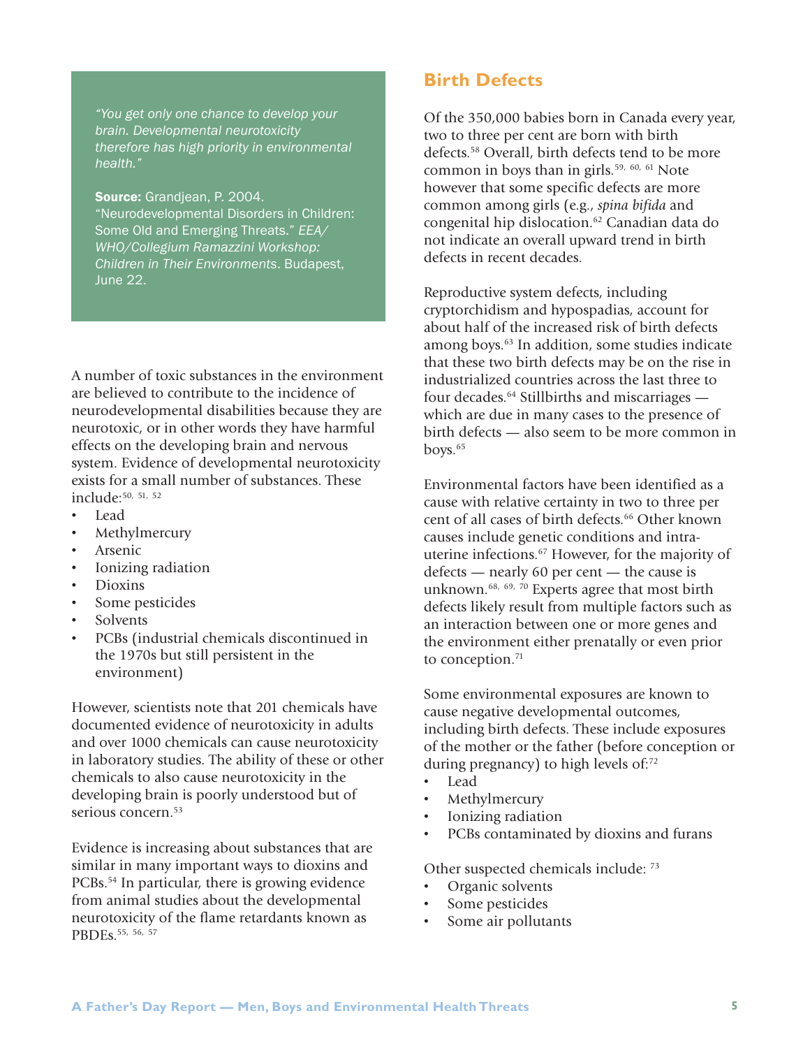> *"You get only one chance to develop your brain. Developmental neurotoxicity therefore has high priority in environmental health."*
>
> **Source:** Grandjean, P. 2004. "Neurodevelopmental Disorders in Children: Some Old and Emerging Threats." *EEA/WHO/Collegium Ramazzini Workshop: Children in Their Environments*. Budapest, June 22.

A number of toxic substances in the environment are believed to contribute to the incidence of neurodevelopmental disabilities because they are neurotoxic, or in other words they have harmful effects on the developing brain and nervous system. Evidence of developmental neurotoxicity exists for a small number of substances. These include:[50, 51, 52]

- Lead
- Methylmercury
- Arsenic
- Ionizing radiation
- Dioxins
- Some pesticides
- Solvents
- PCBs (industrial chemicals discontinued in the 1970s but still persistent in the environment)

However, scientists note that 201 chemicals have documented evidence of neurotoxicity in adults and over 1000 chemicals can cause neurotoxicity in laboratory studies. The ability of these or other chemicals to also cause neurotoxicity in the developing brain is poorly understood but of serious concern.[53]

Evidence is increasing about substances that are similar in many important ways to dioxins and PCBs.[54] In particular, there is growing evidence from animal studies about the developmental neurotoxicity of the flame retardants known as PBDEs.[55, 56, 57]

## Birth Defects

Of the 350,000 babies born in Canada every year, two to three per cent are born with birth defects.[58] Overall, birth defects tend to be more common in boys than in girls.[59, 60, 61] Note however that some specific defects are more common among girls (e.g., *spina bifida* and congenital hip dislocation.[62] Canadian data do not indicate an overall upward trend in birth defects in recent decades.

Reproductive system defects, including cryptorchidism and hypospadias, account for about half of the increased risk of birth defects among boys.[63] In addition, some studies indicate that these two birth defects may be on the rise in industrialized countries across the last three to four decades.[64] Stillbirths and miscarriages — which are due in many cases to the presence of birth defects — also seem to be more common in boys.[65]

Environmental factors have been identified as a cause with relative certainty in two to three per cent of all cases of birth defects.[66] Other known causes include genetic conditions and intra-uterine infections.[67] However, for the majority of defects — nearly 60 per cent — the cause is unknown.[68, 69, 70] Experts agree that most birth defects likely result from multiple factors such as an interaction between one or more genes and the environment either prenatally or even prior to conception.[71]

Some environmental exposures are known to cause negative developmental outcomes, including birth defects. These include exposures of the mother or the father (before conception or during pregnancy) to high levels of:[72]

- Lead
- Methylmercury
- Ionizing radiation
- PCBs contaminated by dioxins and furans

Other suspected chemicals include: [73]

- Organic solvents
- Some pesticides
- Some air pollutants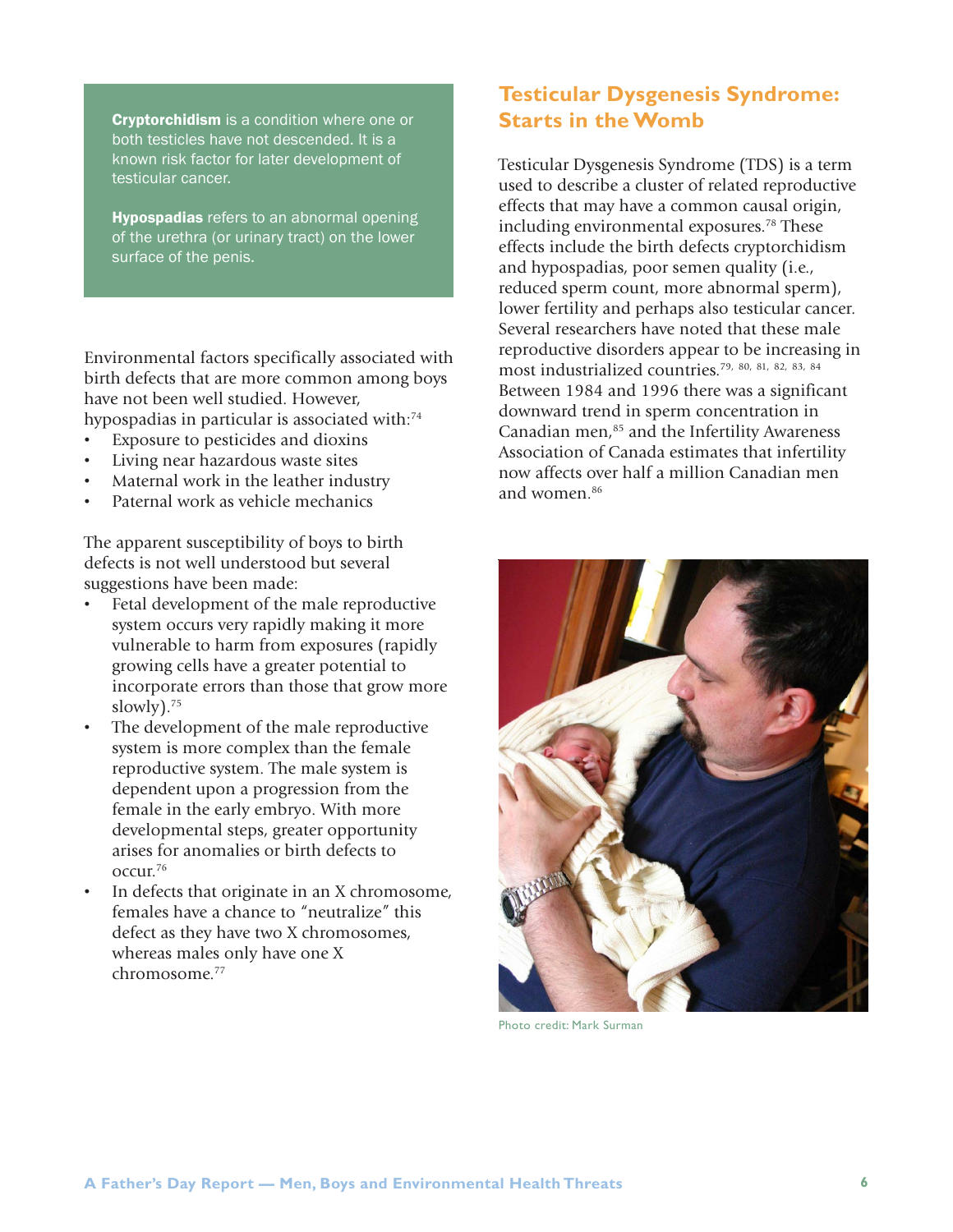**Cryptorchidism** is a condition where one or both testicles have not descended. It is a known risk factor for later development of testicular cancer.

**Hypospadias** refers to an abnormal opening of the urethra (or urinary tract) on the lower surface of the penis.

Environmental factors specifically associated with birth defects that are more common among boys have not been well studied. However, hypospadias in particular is associated with:[74]

- Exposure to pesticides and dioxins
- Living near hazardous waste sites
- Maternal work in the leather industry
- Paternal work as vehicle mechanics

The apparent susceptibility of boys to birth defects is not well understood but several suggestions have been made:

- Fetal development of the male reproductive system occurs very rapidly making it more vulnerable to harm from exposures (rapidly growing cells have a greater potential to incorporate errors than those that grow more slowly).[75]
- The development of the male reproductive system is more complex than the female reproductive system. The male system is dependent upon a progression from the female in the early embryo. With more developmental steps, greater opportunity arises for anomalies or birth defects to occur.[76]
- In defects that originate in an X chromosome, females have a chance to "neutralize" this defect as they have two X chromosomes, whereas males only have one X chromosome.[77]

## Testicular Dysgenesis Syndrome: Starts in the Womb

Testicular Dysgenesis Syndrome (TDS) is a term used to describe a cluster of related reproductive effects that may have a common causal origin, including environmental exposures.[78] These effects include the birth defects cryptorchidism and hypospadias, poor semen quality (i.e., reduced sperm count, more abnormal sperm), lower fertility and perhaps also testicular cancer. Several researchers have noted that these male reproductive disorders appear to be increasing in most industrialized countries.[79, 80, 81, 82, 83, 84] Between 1984 and 1996 there was a significant downward trend in sperm concentration in Canadian men,[85] and the Infertility Awareness Association of Canada estimates that infertility now affects over half a million Canadian men and women.[86]

Photo credit: Mark Surman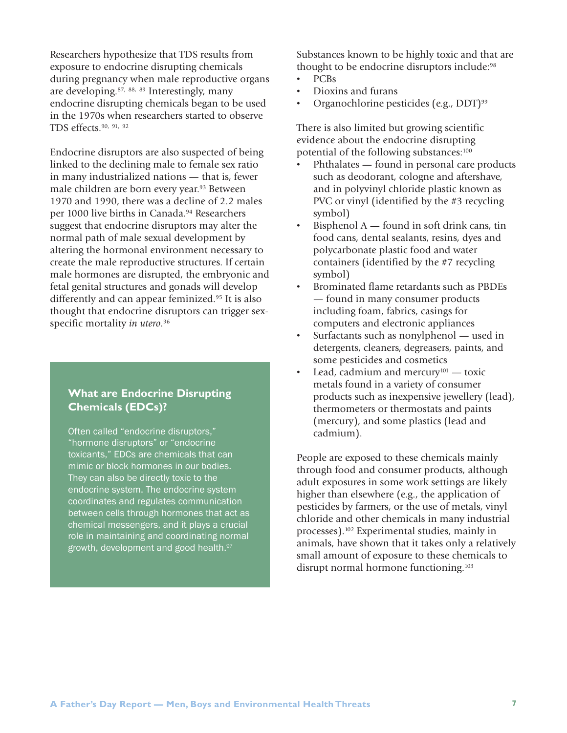Researchers hypothesize that TDS results from exposure to endocrine disrupting chemicals during pregnancy when male reproductive organs are developing.[87, 88, 89] Interestingly, many endocrine disrupting chemicals began to be used in the 1970s when researchers started to observe TDS effects.[90, 91, 92]

Endocrine disruptors are also suspected of being linked to the declining male to female sex ratio in many industrialized nations — that is, fewer male children are born every year.[93] Between 1970 and 1990, there was a decline of 2.2 males per 1000 live births in Canada.[94] Researchers suggest that endocrine disruptors may alter the normal path of male sexual development by altering the hormonal environment necessary to create the male reproductive structures. If certain male hormones are disrupted, the embryonic and fetal genital structures and gonads will develop differently and can appear feminized.[95] It is also thought that endocrine disruptors can trigger sex-specific mortality *in utero*.[96]

### What are Endocrine Disrupting Chemicals (EDCs)?

Often called "endocrine disruptors," "hormone disruptors" or "endocrine toxicants," EDCs are chemicals that can mimic or block hormones in our bodies. They can also be directly toxic to the endocrine system. The endocrine system coordinates and regulates communication between cells through hormones that act as chemical messengers, and it plays a crucial role in maintaining and coordinating normal growth, development and good health.[97]

Substances known to be highly toxic and that are thought to be endocrine disruptors include:[98]

- PCBs
- Dioxins and furans
- Organochlorine pesticides (e.g., DDT)[99]

There is also limited but growing scientific evidence about the endocrine disrupting potential of the following substances:[100]

- Phthalates — found in personal care products such as deodorant, cologne and aftershave, and in polyvinyl chloride plastic known as PVC or vinyl (identified by the #3 recycling symbol)
- Bisphenol A — found in soft drink cans, tin food cans, dental sealants, resins, dyes and polycarbonate plastic food and water containers (identified by the #7 recycling symbol)
- Brominated flame retardants such as PBDEs — found in many consumer products including foam, fabrics, casings for computers and electronic appliances
- Surfactants such as nonylphenol — used in detergents, cleaners, degreasers, paints, and some pesticides and cosmetics
- Lead, cadmium and mercury[101] — toxic metals found in a variety of consumer products such as inexpensive jewellery (lead), thermometers or thermostats and paints (mercury), and some plastics (lead and cadmium).

People are exposed to these chemicals mainly through food and consumer products, although adult exposures in some work settings are likely higher than elsewhere (e.g., the application of pesticides by farmers, or the use of metals, vinyl chloride and other chemicals in many industrial processes).[102] Experimental studies, mainly in animals, have shown that it takes only a relatively small amount of exposure to these chemicals to disrupt normal hormone functioning.[103]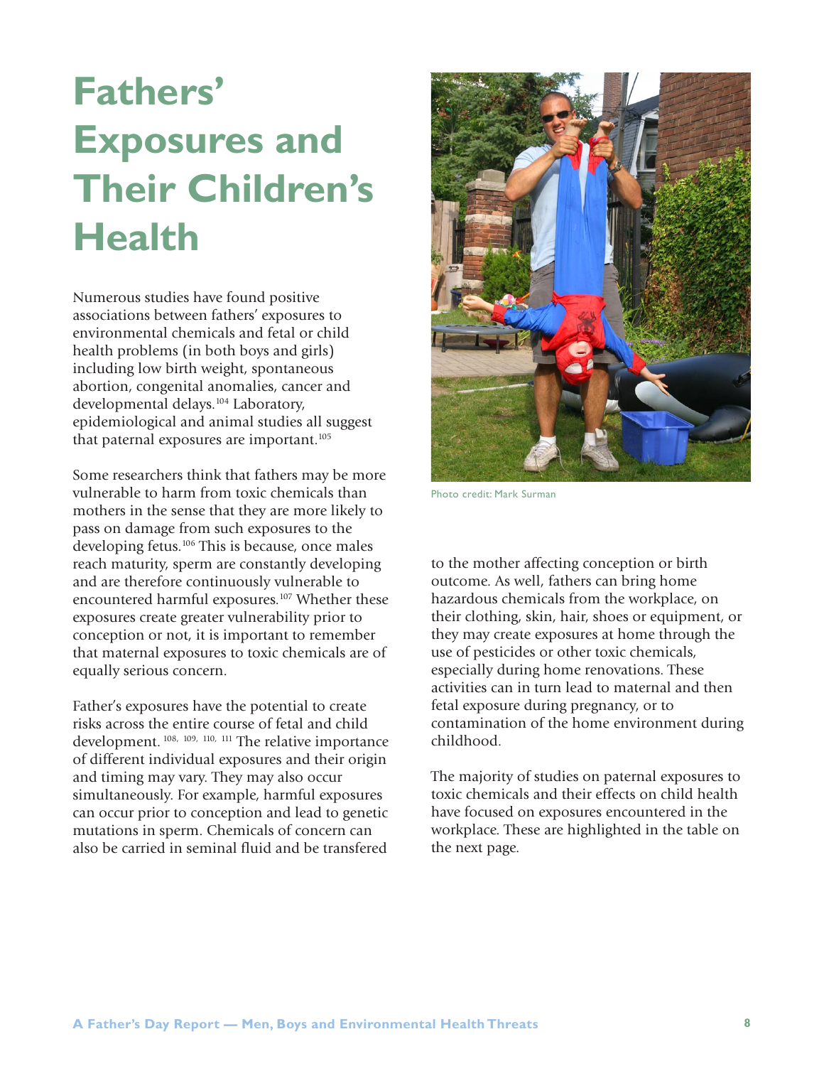# Fathers' Exposures and Their Children's Health

Numerous studies have found positive associations between fathers' exposures to environmental chemicals and fetal or child health problems (in both boys and girls) including low birth weight, spontaneous abortion, congenital anomalies, cancer and developmental delays.[104] Laboratory, epidemiological and animal studies all suggest that paternal exposures are important.[105]

Some researchers think that fathers may be more vulnerable to harm from toxic chemicals than mothers in the sense that they are more likely to pass on damage from such exposures to the developing fetus.[106] This is because, once males reach maturity, sperm are constantly developing and are therefore continuously vulnerable to encountered harmful exposures.[107] Whether these exposures create greater vulnerability prior to conception or not, it is important to remember that maternal exposures to toxic chemicals are of equally serious concern.

Father's exposures have the potential to create risks across the entire course of fetal and child development.[108, 109, 110, 111] The relative importance of different individual exposures and their origin and timing may vary. They may also occur simultaneously. For example, harmful exposures can occur prior to conception and lead to genetic mutations in sperm. Chemicals of concern can also be carried in seminal fluid and be transfered to the mother affecting conception or birth outcome. As well, fathers can bring home hazardous chemicals from the workplace, on their clothing, skin, hair, shoes or equipment, or they may create exposures at home through the use of pesticides or other toxic chemicals, especially during home renovations. These activities can in turn lead to maternal and then fetal exposure during pregnancy, or to contamination of the home environment during childhood.

Photo credit: Mark Surman

The majority of studies on paternal exposures to toxic chemicals and their effects on child health have focused on exposures encountered in the workplace. These are highlighted in the table on the next page.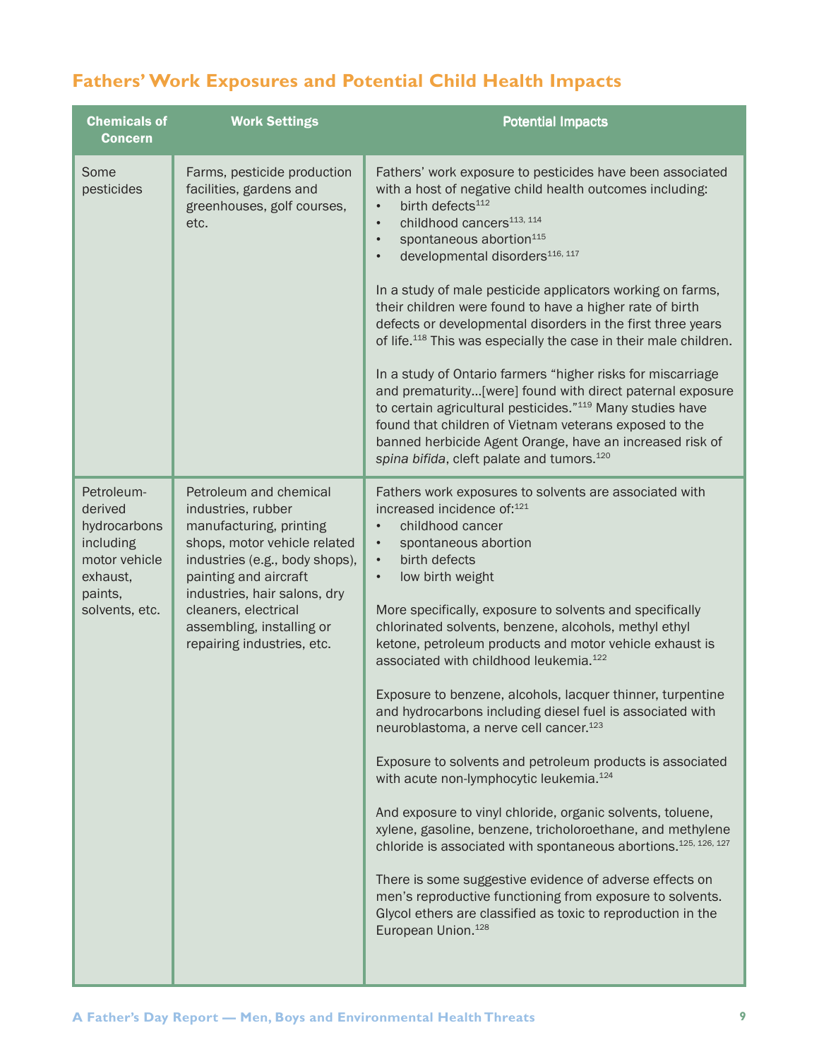## Fathers' Work Exposures and Potential Child Health Impacts

| Chemicals of Concern | Work Settings | Potential Impacts |
|---|---|---|
| Some pesticides | Farms, pesticide production facilities, gardens and greenhouses, golf courses, etc. | Fathers' work exposure to pesticides have been associated with a host of negative child health outcomes including:<br>• birth defects[112]<br>• childhood cancers[113, 114]<br>• spontaneous abortion[115]<br>• developmental disorders[116, 117]<br><br>In a study of male pesticide applicators working on farms, their children were found to have a higher rate of birth defects or developmental disorders in the first three years of life.[118] This was especially the case in their male children.<br><br>In a study of Ontario farmers "higher risks for miscarriage and prematurity...[were] found with direct paternal exposure to certain agricultural pesticides."[119] Many studies have found that children of Vietnam veterans exposed to the banned herbicide Agent Orange, have an increased risk of *spina bifida*, cleft palate and tumors.[120] |
| Petroleum-derived hydrocarbons including motor vehicle exhaust, paints, solvents, etc. | Petroleum and chemical industries, rubber manufacturing, printing shops, motor vehicle related industries (e.g., body shops), painting and aircraft industries, hair salons, dry cleaners, electrical assembling, installing or repairing industries, etc. | Fathers work exposures to solvents are associated with increased incidence of:[121]<br>• childhood cancer<br>• spontaneous abortion<br>• birth defects<br>• low birth weight<br><br>More specifically, exposure to solvents and specifically chlorinated solvents, benzene, alcohols, methyl ethyl ketone, petroleum products and motor vehicle exhaust is associated with childhood leukemia.[122]<br><br>Exposure to benzene, alcohols, lacquer thinner, turpentine and hydrocarbons including diesel fuel is associated with neuroblastoma, a nerve cell cancer.[123]<br><br>Exposure to solvents and petroleum products is associated with acute non-lymphocytic leukemia.[124]<br><br>And exposure to vinyl chloride, organic solvents, toluene, xylene, gasoline, benzene, tricholoroethane, and methylene chloride is associated with spontaneous abortions.[125, 126, 127]<br><br>There is some suggestive evidence of adverse effects on men's reproductive functioning from exposure to solvents. Glycol ethers are classified as toxic to reproduction in the European Union.[128] |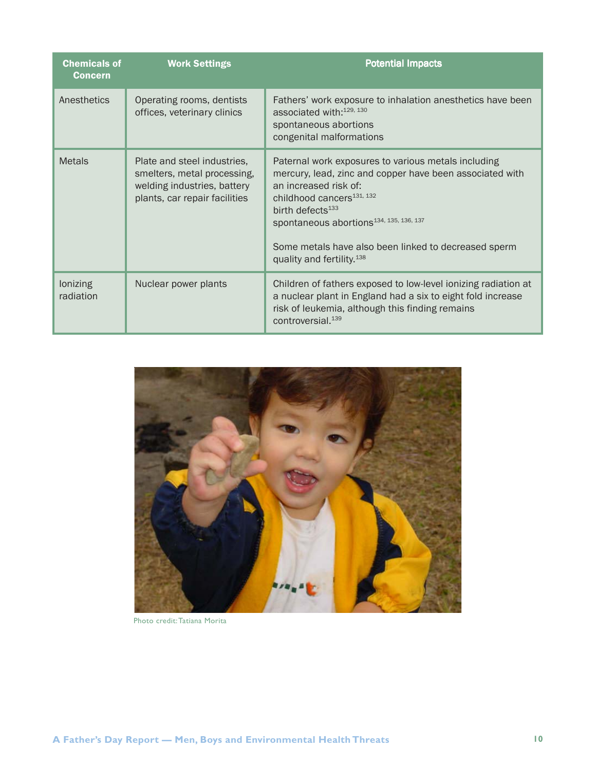| Chemicals of Concern | Work Settings | Potential Impacts |
| --- | --- | --- |
| Anesthetics | Operating rooms, dentists offices, veterinary clinics | Fathers' work exposure to inhalation anesthetics have been associated with:[129, 130]<br>spontaneous abortions<br>congenital malformations |
| Metals | Plate and steel industries, smelters, metal processing, welding industries, battery plants, car repair facilities | Paternal work exposures to various metals including mercury, lead, zinc and copper have been associated with an increased risk of:<br>childhood cancers[131, 132]<br>birth defects[133]<br>spontaneous abortions[134, 135, 136, 137]<br><br>Some metals have also been linked to decreased sperm quality and fertility.[138] |
| Ionizing radiation | Nuclear power plants | Children of fathers exposed to low-level ionizing radiation at a nuclear plant in England had a six to eight fold increase risk of leukemia, although this finding remains controversial.[139] |

Photo credit: Tatiana Morita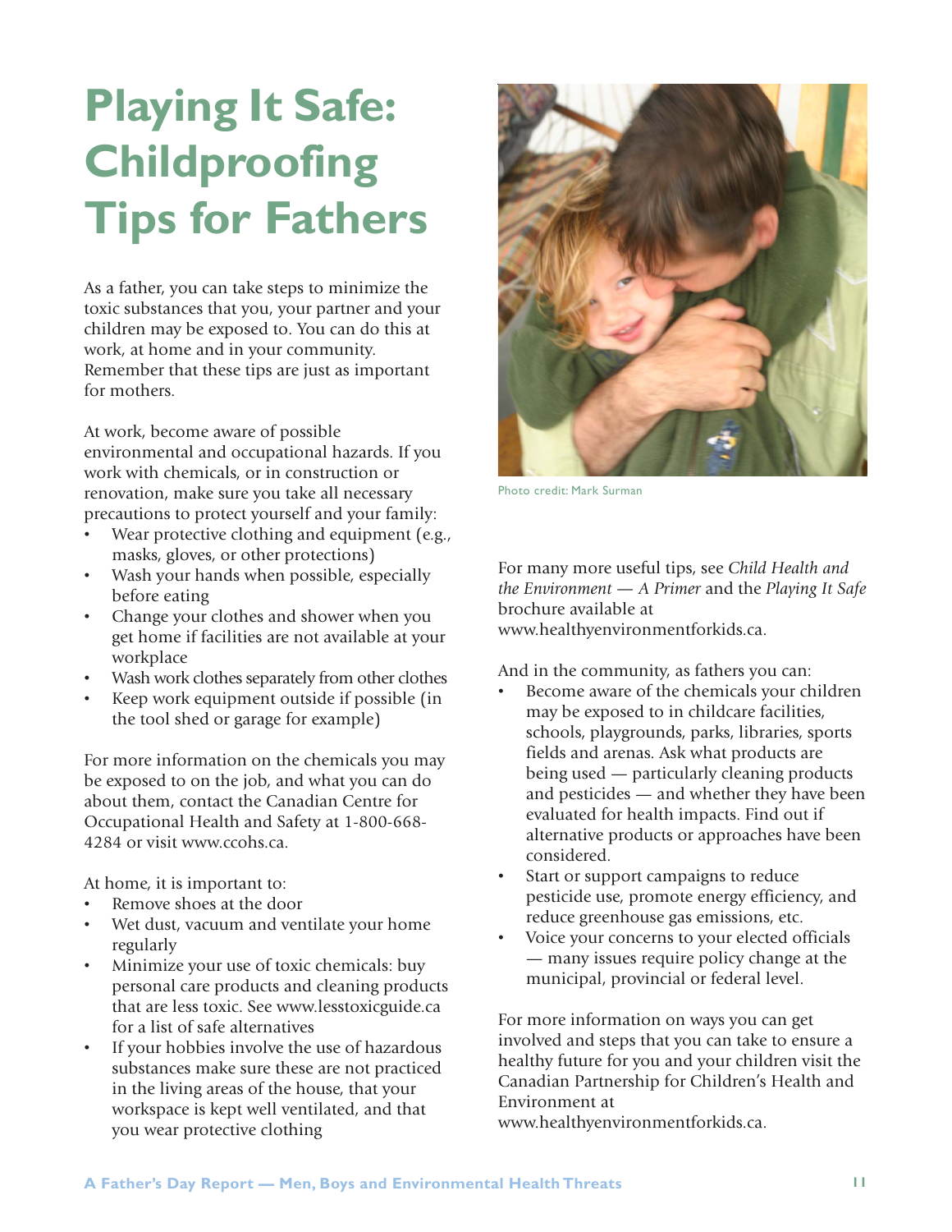# Playing It Safe: Childproofing Tips for Fathers

As a father, you can take steps to minimize the toxic substances that you, your partner and your children may be exposed to. You can do this at work, at home and in your community. Remember that these tips are just as important for mothers.

At work, become aware of possible environmental and occupational hazards. If you work with chemicals, or in construction or renovation, make sure you take all necessary precautions to protect yourself and your family:

- Wear protective clothing and equipment (e.g., masks, gloves, or other protections)
- Wash your hands when possible, especially before eating
- Change your clothes and shower when you get home if facilities are not available at your workplace
- Wash work clothes separately from other clothes
- Keep work equipment outside if possible (in the tool shed or garage for example)

For more information on the chemicals you may be exposed to on the job, and what you can do about them, contact the Canadian Centre for Occupational Health and Safety at 1-800-668-4284 or visit www.ccohs.ca.

At home, it is important to:

- Remove shoes at the door
- Wet dust, vacuum and ventilate your home regularly
- Minimize your use of toxic chemicals: buy personal care products and cleaning products that are less toxic. See www.lesstoxicguide.ca for a list of safe alternatives
- If your hobbies involve the use of hazardous substances make sure these are not practiced in the living areas of the house, that your workspace is kept well ventilated, and that you wear protective clothing

Photo credit: Mark Surman

For many more useful tips, see *Child Health and the Environment — A Primer* and the *Playing It Safe* brochure available at www.healthyenvironmentforkids.ca.

And in the community, as fathers you can:

- Become aware of the chemicals your children may be exposed to in childcare facilities, schools, playgrounds, parks, libraries, sports fields and arenas. Ask what products are being used — particularly cleaning products and pesticides — and whether they have been evaluated for health impacts. Find out if alternative products or approaches have been considered.
- Start or support campaigns to reduce pesticide use, promote energy efficiency, and reduce greenhouse gas emissions, etc.
- Voice your concerns to your elected officials — many issues require policy change at the municipal, provincial or federal level.

For more information on ways you can get involved and steps that you can take to ensure a healthy future for you and your children visit the Canadian Partnership for Children's Health and Environment at www.healthyenvironmentforkids.ca.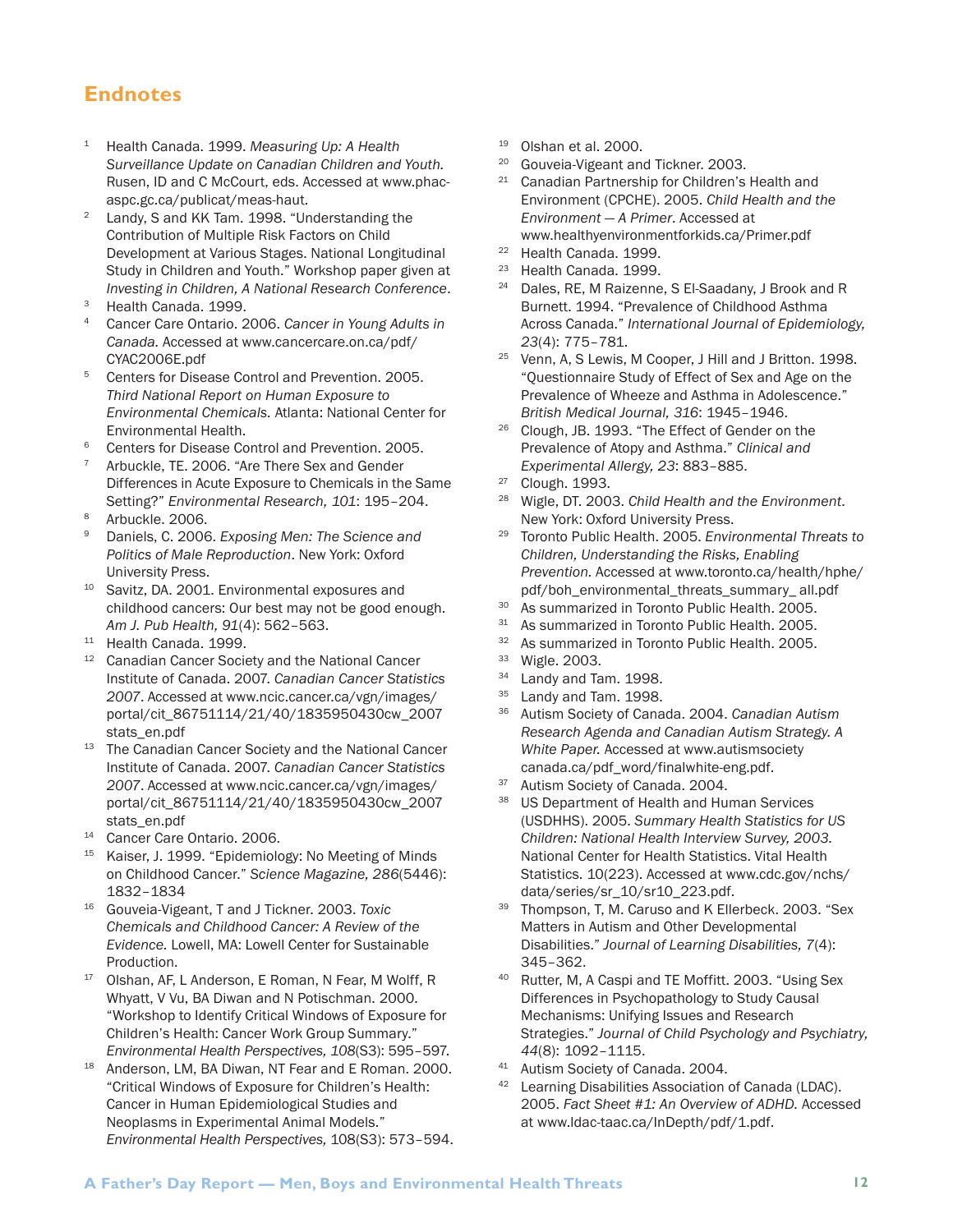## Endnotes

1. Health Canada. 1999. *Measuring Up: A Health Surveillance Update on Canadian Children and Youth.* Rusen, ID and C McCourt, eds. Accessed at www.phac-aspc.gc.ca/publicat/meas-haut.
2. Landy, S and KK Tam. 1998. "Understanding the Contribution of Multiple Risk Factors on Child Development at Various Stages. National Longitudinal Study in Children and Youth." Workshop paper given at *Investing in Children, A National Research Conference*.
3. Health Canada. 1999.
4. Cancer Care Ontario. 2006. *Cancer in Young Adults in Canada.* Accessed at www.cancercare.on.ca/pdf/CYAC2006E.pdf
5. Centers for Disease Control and Prevention. 2005. *Third National Report on Human Exposure to Environmental Chemicals.* Atlanta: National Center for Environmental Health.
6. Centers for Disease Control and Prevention. 2005.
7. Arbuckle, TE. 2006. "Are There Sex and Gender Differences in Acute Exposure to Chemicals in the Same Setting?" *Environmental Research, 101*: 195–204.
8. Arbuckle. 2006.
9. Daniels, C. 2006. *Exposing Men: The Science and Politics of Male Reproduction*. New York: Oxford University Press.
10. Savitz, DA. 2001. Environmental exposures and childhood cancers: Our best may not be good enough. *Am J. Pub Health, 91*(4): 562–563.
11. Health Canada. 1999.
12. Canadian Cancer Society and the National Cancer Institute of Canada. 2007. *Canadian Cancer Statistics 2007*. Accessed at www.ncic.cancer.ca/vgn/images/portal/cit_86751114/21/40/1835950430cw_2007stats_en.pdf
13. The Canadian Cancer Society and the National Cancer Institute of Canada. 2007. *Canadian Cancer Statistics 2007*. Accessed at www.ncic.cancer.ca/vgn/images/portal/cit_86751114/21/40/1835950430cw_2007stats_en.pdf
14. Cancer Care Ontario. 2006.
15. Kaiser, J. 1999. "Epidemiology: No Meeting of Minds on Childhood Cancer." *Science Magazine, 286*(5446): 1832–1834
16. Gouveia-Vigeant, T and J Tickner. 2003. *Toxic Chemicals and Childhood Cancer: A Review of the Evidence.* Lowell, MA: Lowell Center for Sustainable Production.
17. Olshan, AF, L Anderson, E Roman, N Fear, M Wolff, R Whyatt, V Vu, BA Diwan and N Potischman. 2000. "Workshop to Identify Critical Windows of Exposure for Children's Health: Cancer Work Group Summary." *Environmental Health Perspectives, 108*(S3): 595–597.
18. Anderson, LM, BA Diwan, NT Fear and E Roman. 2000. "Critical Windows of Exposure for Children's Health: Cancer in Human Epidemiological Studies and Neoplasms in Experimental Animal Models." *Environmental Health Perspectives,* 108(S3): 573–594.
19. Olshan et al. 2000.
20. Gouveia-Vigeant and Tickner. 2003.
21. Canadian Partnership for Children's Health and Environment (CPCHE). 2005. *Child Health and the Environment — A Primer*. Accessed at www.healthyenvironmentforkids.ca/Primer.pdf
22. Health Canada. 1999.
23. Health Canada. 1999.
24. Dales, RE, M Raizenne, S El-Saadany, J Brook and R Burnett. 1994. "Prevalence of Childhood Asthma Across Canada." *International Journal of Epidemiology, 23*(4): 775–781.
25. Venn, A, S Lewis, M Cooper, J Hill and J Britton. 1998. "Questionnaire Study of Effect of Sex and Age on the Prevalence of Wheeze and Asthma in Adolescence." *British Medical Journal, 316*: 1945–1946.
26. Clough, JB. 1993. "The Effect of Gender on the Prevalence of Atopy and Asthma." *Clinical and Experimental Allergy, 23*: 883–885.
27. Clough. 1993.
28. Wigle, DT. 2003. *Child Health and the Environment*. New York: Oxford University Press.
29. Toronto Public Health. 2005. *Environmental Threats to Children, Understanding the Risks, Enabling Prevention*. Accessed at www.toronto.ca/health/hphe/pdf/boh_environmental_threats_summary_ all.pdf
30. As summarized in Toronto Public Health. 2005.
31. As summarized in Toronto Public Health. 2005.
32. As summarized in Toronto Public Health. 2005.
33. Wigle. 2003.
34. Landy and Tam. 1998.
35. Landy and Tam. 1998.
36. Autism Society of Canada. 2004. *Canadian Autism Research Agenda and Canadian Autism Strategy. A White Paper.* Accessed at www.autismsocietycanada.ca/pdf_word/finalwhite-eng.pdf.
37. Autism Society of Canada. 2004.
38. US Department of Health and Human Services (USDHHS). 2005. *Summary Health Statistics for US Children: National Health Interview Survey, 2003.* National Center for Health Statistics. Vital Health Statistics. 10(223). Accessed at www.cdc.gov/nchs/data/series/sr_10/sr10_223.pdf.
39. Thompson, T, M. Caruso and K Ellerbeck. 2003. "Sex Matters in Autism and Other Developmental Disabilities." *Journal of Learning Disabilities, 7*(4): 345–362.
40. Rutter, M, A Caspi and TE Moffitt. 2003. "Using Sex Differences in Psychopathology to Study Causal Mechanisms: Unifying Issues and Research Strategies." *Journal of Child Psychology and Psychiatry, 44*(8): 1092–1115.
41. Autism Society of Canada. 2004.
42. Learning Disabilities Association of Canada (LDAC). 2005. *Fact Sheet #1: An Overview of ADHD.* Accessed at www.ldac-taac.ca/InDepth/pdf/1.pdf.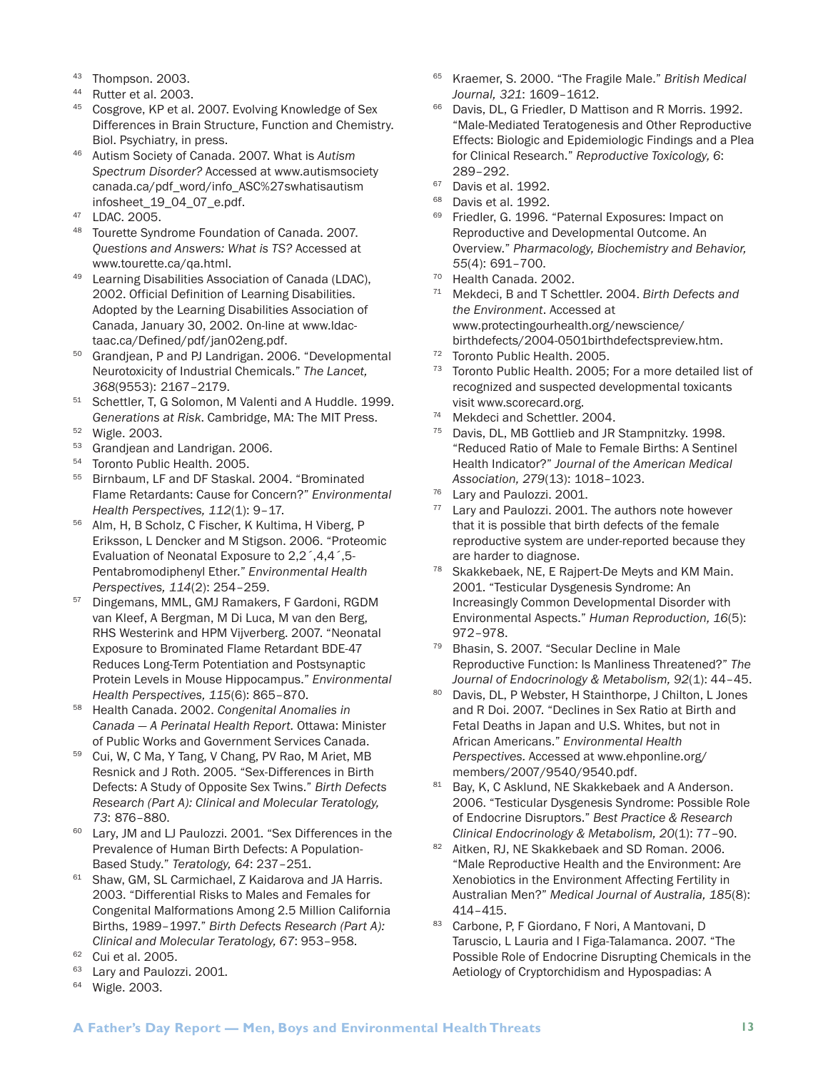43. Thompson. 2003.
44. Rutter et al. 2003.
45. Cosgrove, KP et al. 2007. Evolving Knowledge of Sex Differences in Brain Structure, Function and Chemistry. Biol. Psychiatry, in press.
46. Autism Society of Canada. 2007. What is *Autism Spectrum Disorder?* Accessed at www.autismsociety canada.ca/pdf_word/info_ASC%27swhatisautism infosheet_19_04_07_e.pdf.
47. LDAC. 2005.
48. Tourette Syndrome Foundation of Canada. 2007. *Questions and Answers: What is TS?* Accessed at www.tourette.ca/qa.html.
49. Learning Disabilities Association of Canada (LDAC), 2002. Official Definition of Learning Disabilities. Adopted by the Learning Disabilities Association of Canada, January 30, 2002. On-line at www.ldac-taac.ca/Defined/pdf/jan02eng.pdf.
50. Grandjean, P and PJ Landrigan. 2006. "Developmental Neurotoxicity of Industrial Chemicals." *The Lancet, 368*(9553): 2167–2179.
51. Schettler, T, G Solomon, M Valenti and A Huddle. 1999. *Generations at Risk*. Cambridge, MA: The MIT Press.
52. Wigle. 2003.
53. Grandjean and Landrigan. 2006.
54. Toronto Public Health. 2005.
55. Birnbaum, LF and DF Staskal. 2004. "Brominated Flame Retardants: Cause for Concern?" *Environmental Health Perspectives, 112*(1): 9–17.
56. Alm, H, B Scholz, C Fischer, K Kultima, H Viberg, P Eriksson, L Dencker and M Stigson. 2006. "Proteomic Evaluation of Neonatal Exposure to 2,2´,4,4´,5-Pentabromodiphenyl Ether." *Environmental Health Perspectives, 114*(2): 254–259.
57. Dingemans, MML, GMJ Ramakers, F Gardoni, RGDM van Kleef, A Bergman, M Di Luca, M van den Berg, RHS Westerink and HPM Vijverberg. 2007. "Neonatal Exposure to Brominated Flame Retardant BDE-47 Reduces Long-Term Potentiation and Postsynaptic Protein Levels in Mouse Hippocampus." *Environmental Health Perspectives, 115*(6): 865–870.
58. Health Canada. 2002. *Congenital Anomalies in Canada — A Perinatal Health Report.* Ottawa: Minister of Public Works and Government Services Canada.
59. Cui, W, C Ma, Y Tang, V Chang, PV Rao, M Ariet, MB Resnick and J Roth. 2005. "Sex-Differences in Birth Defects: A Study of Opposite Sex Twins." *Birth Defects Research (Part A): Clinical and Molecular Teratology, 73*: 876–880.
60. Lary, JM and LJ Paulozzi. 2001. "Sex Differences in the Prevalence of Human Birth Defects: A Population-Based Study." *Teratology, 64*: 237–251.
61. Shaw, GM, SL Carmichael, Z Kaidarova and JA Harris. 2003. "Differential Risks to Males and Females for Congenital Malformations Among 2.5 Million California Births, 1989–1997." *Birth Defects Research (Part A): Clinical and Molecular Teratology, 67*: 953–958.
62. Cui et al. 2005.
63. Lary and Paulozzi. 2001.
64. Wigle. 2003.
65. Kraemer, S. 2000. "The Fragile Male." *British Medical Journal, 321*: 1609–1612.
66. Davis, DL, G Friedler, D Mattison and R Morris. 1992. "Male-Mediated Teratogenesis and Other Reproductive Effects: Biologic and Epidemiologic Findings and a Plea for Clinical Research." *Reproductive Toxicology, 6*: 289–292.
67. Davis et al. 1992.
68. Davis et al. 1992.
69. Friedler, G. 1996. "Paternal Exposures: Impact on Reproductive and Developmental Outcome. An Overview." *Pharmacology, Biochemistry and Behavior, 55*(4): 691–700.
70. Health Canada. 2002.
71. Mekdeci, B and T Schettler. 2004. *Birth Defects and the Environment*. Accessed at www.protectingourhealth.org/newscience/birthdefects/2004-0501birthdefectspreview.htm.
72. Toronto Public Health. 2005.
73. Toronto Public Health. 2005; For a more detailed list of recognized and suspected developmental toxicants visit www.scorecard.org.
74. Mekdeci and Schettler. 2004.
75. Davis, DL, MB Gottlieb and JR Stampnitzky. 1998. "Reduced Ratio of Male to Female Births: A Sentinel Health Indicator?" *Journal of the American Medical Association, 279*(13): 1018–1023.
76. Lary and Paulozzi. 2001.
77. Lary and Paulozzi. 2001. The authors note however that it is possible that birth defects of the female reproductive system are under-reported because they are harder to diagnose.
78. Skakkebaek, NE, E Rajpert-De Meyts and KM Main. 2001. "Testicular Dysgenesis Syndrome: An Increasingly Common Developmental Disorder with Environmental Aspects." *Human Reproduction, 16*(5): 972–978.
79. Bhasin, S. 2007. "Secular Decline in Male Reproductive Function: Is Manliness Threatened?" *The Journal of Endocrinology & Metabolism, 92*(1): 44–45.
80. Davis, DL, P Webster, H Stainthorpe, J Chilton, L Jones and R Doi. 2007. "Declines in Sex Ratio at Birth and Fetal Deaths in Japan and U.S. Whites, but not in African Americans." *Environmental Health Perspectives.* Accessed at www.ehponline.org/members/2007/9540/9540.pdf.
81. Bay, K, C Asklund, NE Skakkebaek and A Anderson. 2006. "Testicular Dysgenesis Syndrome: Possible Role of Endocrine Disruptors." *Best Practice & Research Clinical Endocrinology & Metabolism, 20*(1): 77–90.
82. Aitken, RJ, NE Skakkebaek and SD Roman. 2006. "Male Reproductive Health and the Environment: Are Xenobiotics in the Environment Affecting Fertility in Australian Men?" *Medical Journal of Australia, 185*(8): 414–415.
83. Carbone, P, F Giordano, F Nori, A Mantovani, D Taruscio, L Lauria and I Figa-Talamanca. 2007. "The Possible Role of Endocrine Disrupting Chemicals in the Aetiology of Cryptorchidism and Hypospadias: A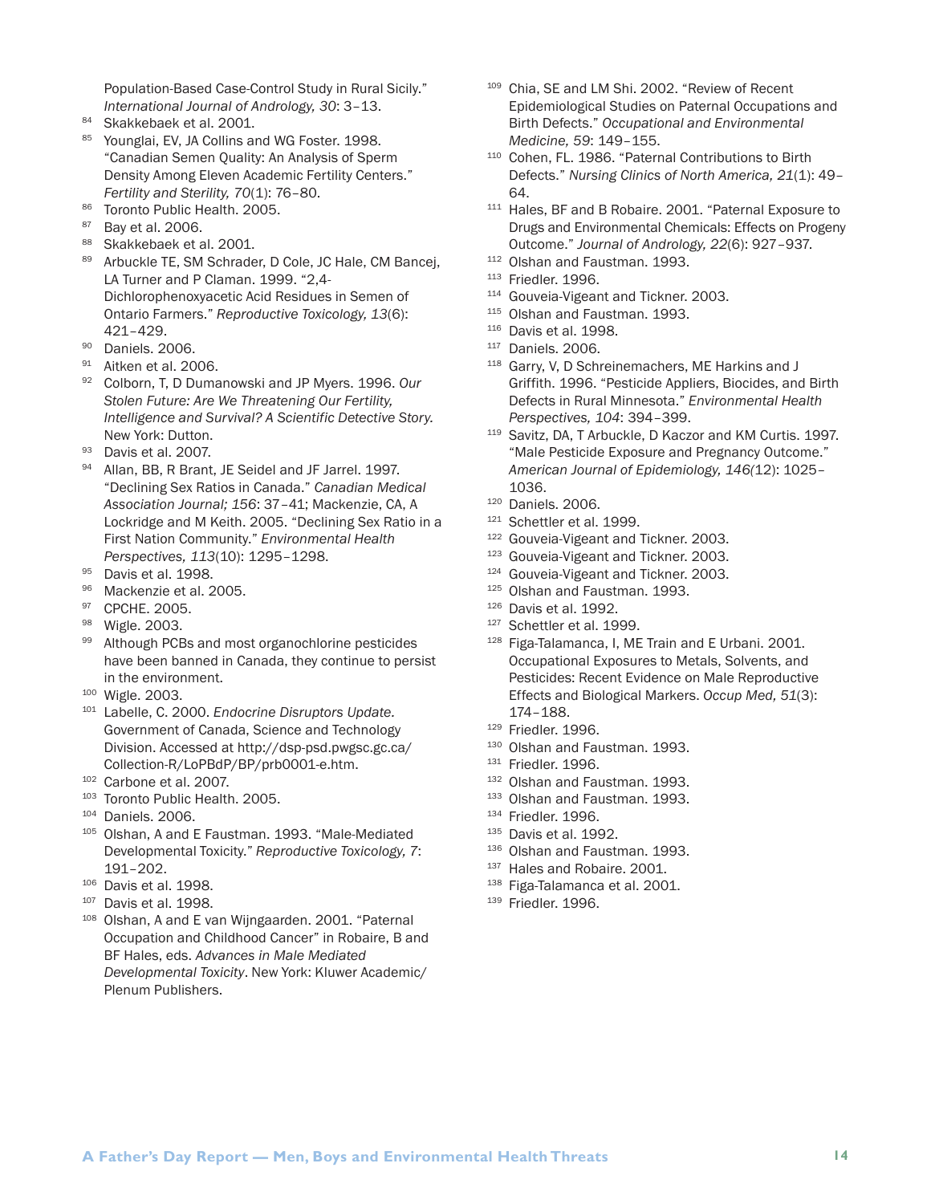Population-Based Case-Control Study in Rural Sicily." *International Journal of Andrology, 30*: 3–13.

84 Skakkebaek et al. 2001.

85 Younglai, EV, JA Collins and WG Foster. 1998. "Canadian Semen Quality: An Analysis of Sperm Density Among Eleven Academic Fertility Centers." *Fertility and Sterility, 70*(1): 76–80.

86 Toronto Public Health. 2005.

87 Bay et al. 2006.

88 Skakkebaek et al. 2001.

89 Arbuckle TE, SM Schrader, D Cole, JC Hale, CM Bancej, LA Turner and P Claman. 1999. "2,4-Dichlorophenoxyacetic Acid Residues in Semen of Ontario Farmers." *Reproductive Toxicology, 13*(6): 421–429.

90 Daniels. 2006.

91 Aitken et al. 2006.

92 Colborn, T, D Dumanowski and JP Myers. 1996. *Our Stolen Future: Are We Threatening Our Fertility, Intelligence and Survival? A Scientific Detective Story*. New York: Dutton.

93 Davis et al. 2007.

94 Allan, BB, R Brant, JE Seidel and JF Jarrel. 1997. "Declining Sex Ratios in Canada." *Canadian Medical Association Journal; 156*: 37–41; Mackenzie, CA, A Lockridge and M Keith. 2005. "Declining Sex Ratio in a First Nation Community." *Environmental Health Perspectives, 113*(10): 1295–1298.

95 Davis et al. 1998.

96 Mackenzie et al. 2005.

97 CPCHE. 2005.

98 Wigle. 2003.

99 Although PCBs and most organochlorine pesticides have been banned in Canada, they continue to persist in the environment.

100 Wigle. 2003.

101 Labelle, C. 2000. *Endocrine Disruptors Update*. Government of Canada, Science and Technology Division. Accessed at http://dsp-psd.pwgsc.gc.ca/Collection-R/LoPBdP/BP/prb0001-e.htm.

102 Carbone et al. 2007.

103 Toronto Public Health. 2005.

104 Daniels. 2006.

105 Olshan, A and E Faustman. 1993. "Male-Mediated Developmental Toxicity." *Reproductive Toxicology, 7*: 191–202.

106 Davis et al. 1998.

107 Davis et al. 1998.

108 Olshan, A and E van Wijngaarden. 2001. "Paternal Occupation and Childhood Cancer" in Robaire, B and BF Hales, eds. *Advances in Male Mediated Developmental Toxicity*. New York: Kluwer Academic/Plenum Publishers.

109 Chia, SE and LM Shi. 2002. "Review of Recent Epidemiological Studies on Paternal Occupations and Birth Defects." *Occupational and Environmental Medicine, 59*: 149–155.

110 Cohen, FL. 1986. "Paternal Contributions to Birth Defects." *Nursing Clinics of North America, 21*(1): 49–64.

111 Hales, BF and B Robaire. 2001. "Paternal Exposure to Drugs and Environmental Chemicals: Effects on Progeny Outcome." *Journal of Andrology, 22*(6): 927–937.

112 Olshan and Faustman. 1993.

113 Friedler. 1996.

114 Gouveia-Vigeant and Tickner. 2003.

115 Olshan and Faustman. 1993.

116 Davis et al. 1998.

117 Daniels. 2006.

118 Garry, V, D Schreinemachers, ME Harkins and J Griffith. 1996. "Pesticide Appliers, Biocides, and Birth Defects in Rural Minnesota." *Environmental Health Perspectives, 104*: 394–399.

119 Savitz, DA, T Arbuckle, D Kaczor and KM Curtis. 1997. "Male Pesticide Exposure and Pregnancy Outcome." *American Journal of Epidemiology, 146*(12): 1025–1036.

120 Daniels. 2006.

121 Schettler et al. 1999.

122 Gouveia-Vigeant and Tickner. 2003.

123 Gouveia-Vigeant and Tickner. 2003.

124 Gouveia-Vigeant and Tickner. 2003.

125 Olshan and Faustman. 1993.

126 Davis et al. 1992.

127 Schettler et al. 1999.

128 Figa-Talamanca, I, ME Train and E Urbani. 2001. Occupational Exposures to Metals, Solvents, and Pesticides: Recent Evidence on Male Reproductive Effects and Biological Markers. *Occup Med, 51*(3): 174–188.

129 Friedler. 1996.

130 Olshan and Faustman. 1993.

131 Friedler. 1996.

132 Olshan and Faustman. 1993.

133 Olshan and Faustman. 1993.

134 Friedler. 1996.

135 Davis et al. 1992.

136 Olshan and Faustman. 1993.

137 Hales and Robaire. 2001.

138 Figa-Talamanca et al. 2001.

139 Friedler. 1996.